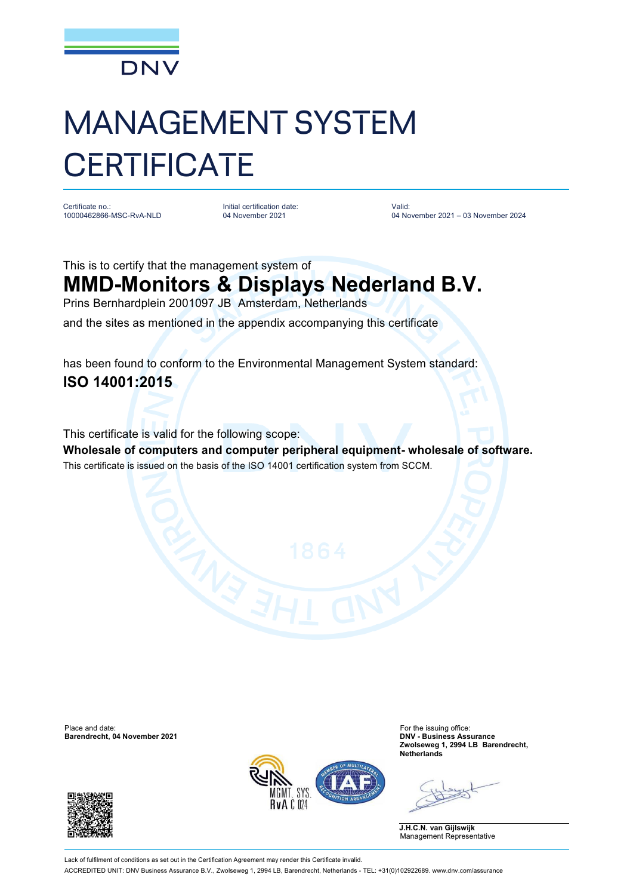DNV

# MANAGEMENT SYSTEM CERTIFICATE

| Certificate no.: | Initial certification date: | Valid: |
|---|---|---|
| 10000462866-MSC-RvA-NLD | 04 November 2021 | 04 November 2021 – 03 November 2024 |

This is to certify that the management system of

## MMD-Monitors & Displays Nederland B.V.

Prins Bernhardplein 2001097 JB  Amsterdam, Netherlands

and the sites as mentioned in the appendix accompanying this certificate

has been found to conform to the Environmental Management System standard:

**ISO 14001:2015**

This certificate is valid for the following scope:

**Wholesale of computers and computer peripheral equipment- wholesale of software.**

This certificate is issued on the basis of the ISO 14001 certification system from SCCM.

Place and date:
**Barendrecht, 04 November 2021**

For the issuing office:
**DNV - Business Assurance**
**Zwolseweg 1, 2994 LB  Barendrecht, Netherlands**

MGMT. SYS.
RvA C 024

**J.H.C.N. van Gijlswijk**
Management Representative

Lack of fulfilment of conditions as set out in the Certification Agreement may render this Certificate invalid.

ACCREDITED UNIT: DNV Business Assurance B.V., Zwolseweg 1, 2994 LB, Barendrecht, Netherlands - TEL: +31(0)102922689. www.dnv.com/assurance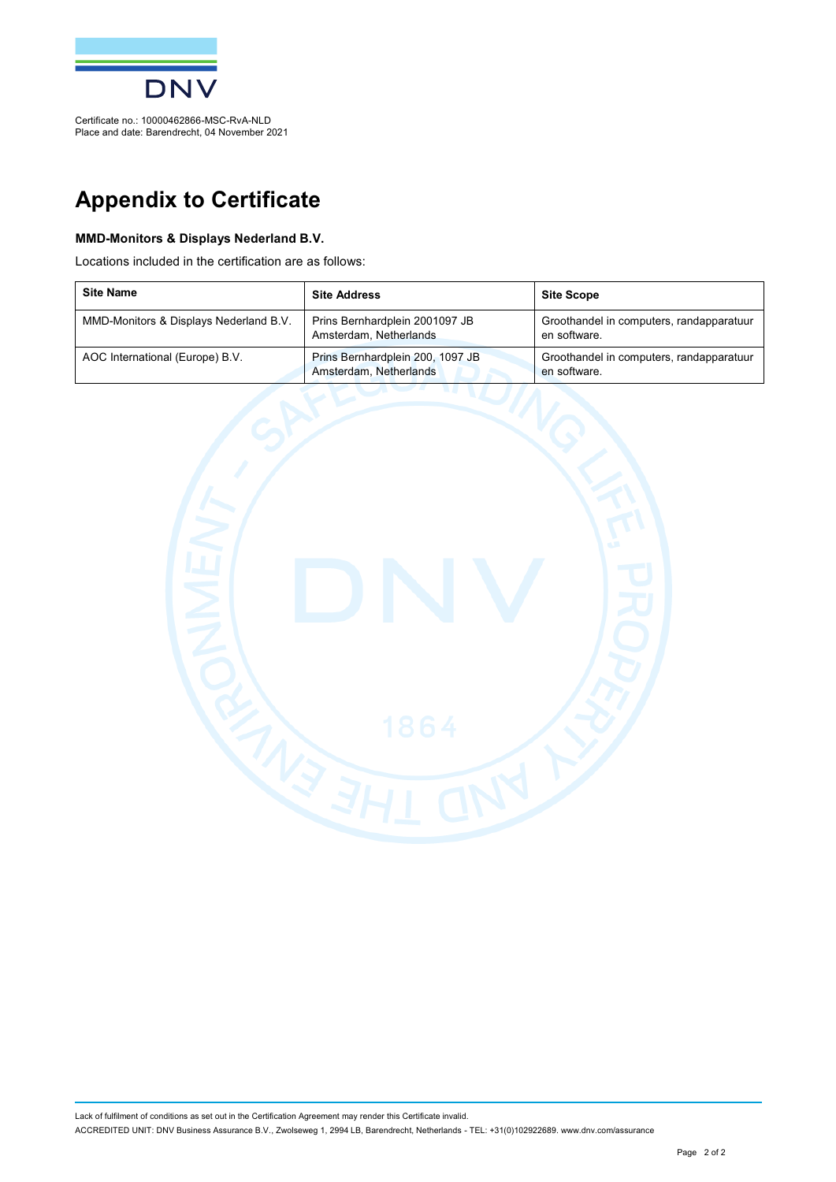Certificate no.: 10000462866-MSC-RvA-NLD
Place and date: Barendrecht, 04 November 2021

# Appendix to Certificate

**MMD-Monitors & Displays Nederland B.V.**

Locations included in the certification are as follows:

| Site Name | Site Address | Site Scope |
| --- | --- | --- |
| MMD-Monitors & Displays Nederland B.V. | Prins Bernhardplein 2001097 JB Amsterdam, Netherlands | Groothandel in computers, randapparatuur en software. |
| AOC International (Europe) B.V. | Prins Bernhardplein 200, 1097 JB Amsterdam, Netherlands | Groothandel in computers, randapparatuur en software. |

Lack of fulfilment of conditions as set out in the Certification Agreement may render this Certificate invalid.

ACCREDITED UNIT: DNV Business Assurance B.V., Zwolseweg 1, 2994 LB, Barendrecht, Netherlands - TEL: +31(0)102922689. www.dnv.com/assurance